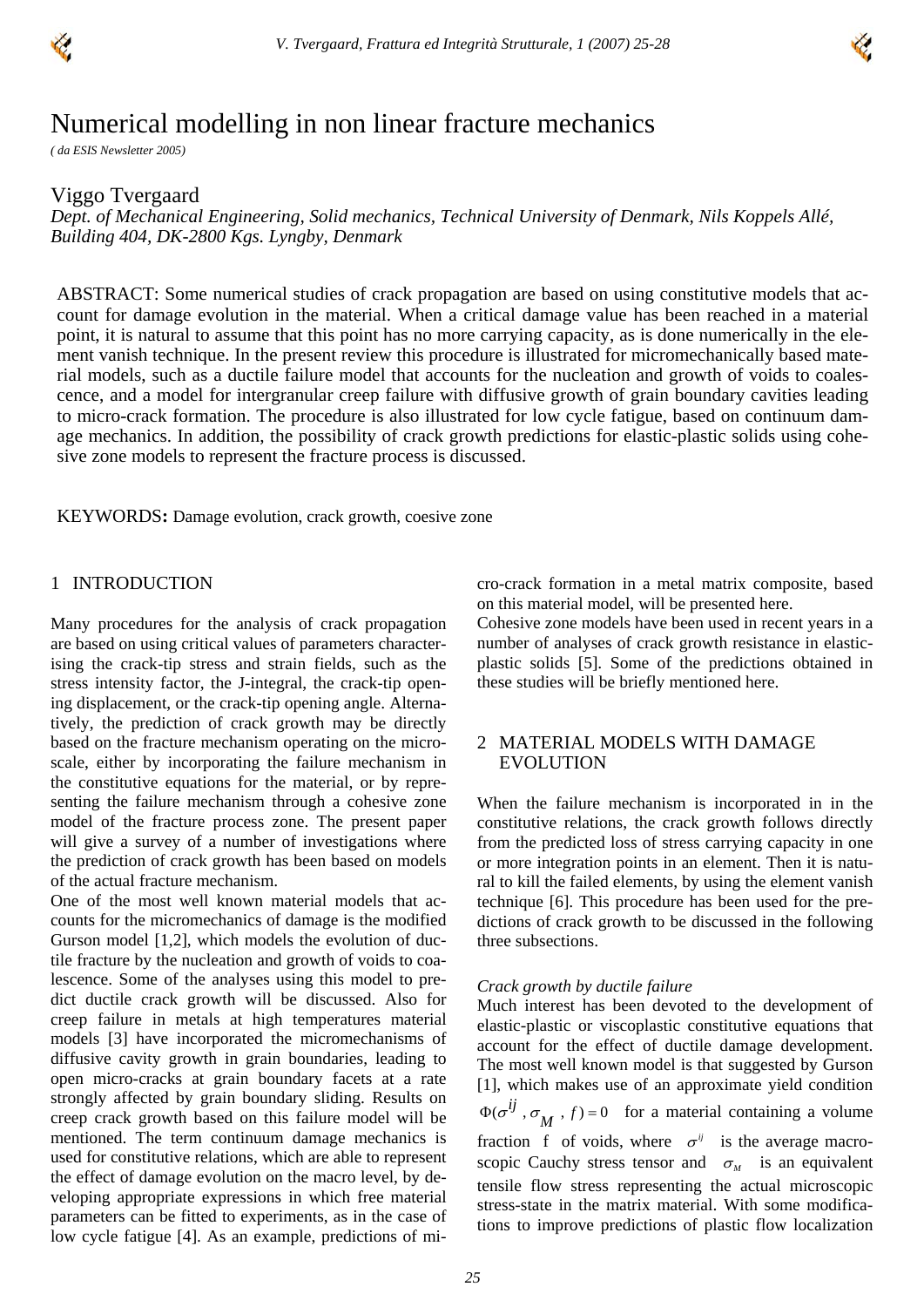# Numerical modelling in non linear fracture mechanics

*( da ESIS Newsletter 2005)*

## Viggo Tvergaard

*Dept. of Mechanical Engineering, Solid mechanics, Technical University of Denmark, Nils Koppels Allé, Building 404, DK-2800 Kgs. Lyngby, Denmark*

ABSTRACT: Some numerical studies of crack propagation are based on using constitutive models that account for damage evolution in the material. When a critical damage value has been reached in a material point, it is natural to assume that this point has no more carrying capacity, as is done numerically in the element vanish technique. In the present review this procedure is illustrated for micromechanically based material models, such as a ductile failure model that accounts for the nucleation and growth of voids to coalescence, and a model for intergranular creep failure with diffusive growth of grain boundary cavities leading to micro-crack formation. The procedure is also illustrated for low cycle fatigue, based on continuum damage mechanics. In addition, the possibility of crack growth predictions for elastic-plastic solids using cohesive zone models to represent the fracture process is discussed.

KEYWORDS**:** Damage evolution, crack growth, coesive zone

## 1 INTRODUCTION

Many procedures for the analysis of crack propagation are based on using critical values of parameters characterising the crack-tip stress and strain fields, such as the stress intensity factor, the J-integral, the crack-tip opening displacement, or the crack-tip opening angle. Alternatively, the prediction of crack growth may be directly based on the fracture mechanism operating on the micro-scale, either by incorporating the failure mechanism in the constitutive equations for the material, or by representing the failure mechanism through a cohesive zone model of the fracture process zone. The present paper will give a survey of a number of investigations where the prediction of crack growth has been based on models of the actual fracture mechanism.

One of the most well known material models that accounts for the micromechanics of damage is the modified Gurson model [1,2], which models the evolution of ductile fracture by the nucleation and growth of voids to coalescence. Some of the analyses using this model to predict ductile crack growth will be discussed. Also for creep failure in metals at high temperatures material models [3] have incorporated the micromechanisms of diffusive cavity growth in grain boundaries, leading to open micro-cracks at grain boundary facets at a rate strongly affected by grain boundary sliding. Results on creep crack growth based on this failure model will be mentioned. The term continuum damage mechanics is used for constitutive relations, which are able to represent the effect of damage evolution on the macro level, by developing appropriate expressions in which free material parameters can be fitted to experiments, as in the case of low cycle fatigue [4]. As an example, predictions of micro-crack formation in a metal matrix composite, based on this material model, will be presented here.

Cohesive zone models have been used in recent years in a number of analyses of crack growth resistance in elastic-plastic solids [5]. Some of the predictions obtained in these studies will be briefly mentioned here.

## 2 MATERIAL MODELS WITH DAMAGE EVOLUTION

When the failure mechanism is incorporated in in the constitutive relations, the crack growth follows directly from the predicted loss of stress carrying capacity in one or more integration points in an element. Then it is natural to kill the failed elements, by using the element vanish technique [6]. This procedure has been used for the predictions of crack growth to be discussed in the following three subsections.

### *Crack growth by ductile failure*

Much interest has been devoted to the development of elastic-plastic or viscoplastic constitutive equations that account for the effect of ductile damage development. The most well known model is that suggested by Gurson [1], which makes use of an approximate yield condition $\Phi(\sigma^{ij}, \sigma_M, f) = 0$ for a material containing a volume fraction $f$ of voids, where $\sigma^{ij}$ is the average macroscopic Cauchy stress tensor and $\sigma_M$ is an equivalent tensile flow stress representing the actual microscopic stress-state in the matrix material. With some modifications to improve predictions of plastic flow localization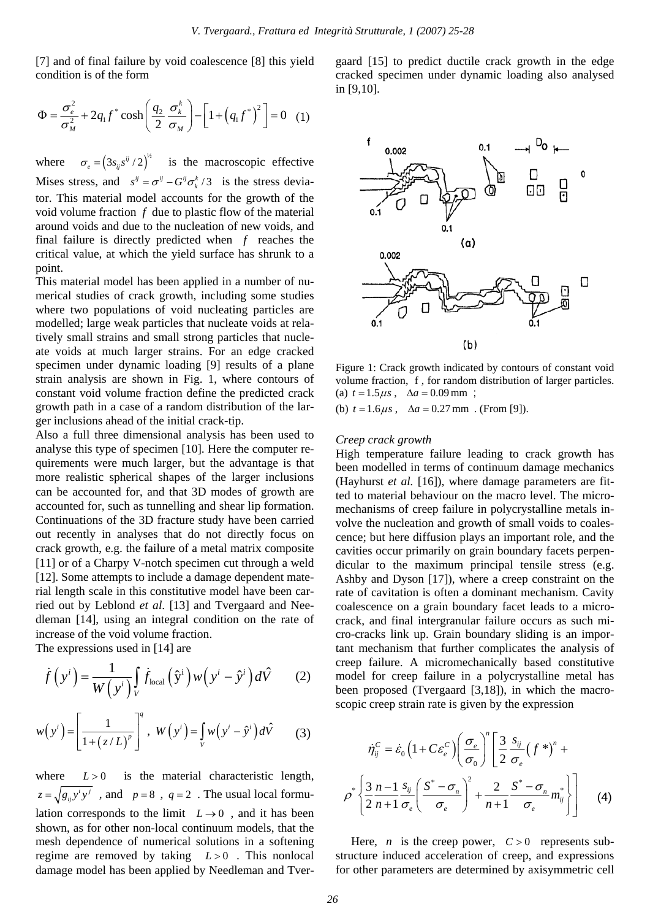[7] and of final failure by void coalescence [8] this yield condition is of the form

$$\Phi = \frac{\sigma_e^2}{\sigma_M^2} + 2q_1 f^* \cosh\left(\frac{q_2}{2}\frac{\sigma_k^k}{\sigma_M}\right) - \left[1 + \left(q_1 f^*\right)^2\right] = 0 \quad (1)$$

where $\sigma_e = \left(3 s_{ij} s^{ij}/2\right)^{1/2}$ is the macroscopic effective Mises stress, and $s^{ij} = \sigma^{ij} - G^{ij}\sigma_k^k/3$ is the stress deviator. This material model accounts for the growth of the void volume fraction $f$ due to plastic flow of the material around voids and due to the nucleation of new voids, and final failure is directly predicted when $f$ reaches the critical value, at which the yield surface has shrunk to a point.

This material model has been applied in a number of numerical studies of crack growth, including some studies where two populations of void nucleating particles are modelled; large weak particles that nucleate voids at relatively small strains and small strong particles that nucleate voids at much larger strains. For an edge cracked specimen under dynamic loading [9] results of a plane strain analysis are shown in Fig. 1, where contours of constant void volume fraction define the predicted crack growth path in a case of a random distribution of the larger inclusions ahead of the initial crack-tip.

Also a full three dimensional analysis has been used to analyse this type of specimen [10]. Here the computer requirements were much larger, but the advantage is that more realistic spherical shapes of the larger inclusions can be accounted for, and that 3D modes of growth are accounted for, such as tunnelling and shear lip formation. Continuations of the 3D fracture study have been carried out recently in analyses that do not directly focus on crack growth, e.g. the failure of a metal matrix composite [11] or of a Charpy V-notch specimen cut through a weld [12]. Some attempts to include a damage dependent material length scale in this constitutive model have been carried out by Leblond *et al.* [13] and Tvergaard and Needleman [14], using an integral condition on the rate of increase of the void volume fraction.

The expressions used in [14] are

$$\dot{f}\left(y^i\right) = \frac{1}{W\left(y^i\right)} \int_V \dot{f}_{\text{local}}\left(\hat{y}^i\right) w\left(y^i - \hat{y}^i\right) d\hat{V} \quad (2)$$

$$w\left(y^i\right) = \left[\frac{1}{1 + \left(z/L\right)^p}\right]^q, \quad W\left(y^i\right) = \int_V w\left(y^i - \hat{y}^i\right) d\hat{V} \quad (3)$$

where $L > 0$ is the material characteristic length, $z = \sqrt{g_{ij} y^i y^j}$, and $p = 8$, $q = 2$. The usual local formulation corresponds to the limit $L \to 0$, and it has been shown, as for other non-local continuum models, that the mesh dependence of numerical solutions in a softening regime are removed by taking $L > 0$. This nonlocal damage model has been applied by Needleman and Tvergaard [15] to predict ductile crack growth in the edge cracked specimen under dynamic loading also analysed in [9,10].

Figure 1: Crack growth indicated by contours of constant void volume fraction, f, for random distribution of larger particles. (a) $t = 1.5\mu s$, $\Delta a = 0.09$ mm; (b) $t = 1.6\mu s$, $\Delta a = 0.27$ mm. (From [9]).

*Creep crack growth*

High temperature failure leading to crack growth has been modelled in terms of continuum damage mechanics (Hayhurst *et al.* [16]), where damage parameters are fitted to material behaviour on the macro level. The micro-mechanisms of creep failure in polycrystalline metals involve the nucleation and growth of small voids to coalescence; but here diffusion plays an important role, and the cavities occur primarily on grain boundary facets perpendicular to the maximum principal tensile stress (e.g. Ashby and Dyson [17]), where a creep constraint on the rate of cavitation is often a dominant mechanism. Cavity coalescence on a grain boundary facet leads to a micro-crack, and final intergranular failure occurs as such micro-cracks link up. Grain boundary sliding is an important mechanism that further complicates the analysis of creep failure. A micromechanically based constitutive model for creep failure in a polycrystalline metal has been proposed (Tvergaard [3,18]), in which the macroscopic creep strain rate is given by the expression

$$\dot{\eta}_{ij}^C = \dot{\varepsilon}_0\left(1 + C\varepsilon_e^C\right)\left(\frac{\sigma_e}{\sigma_0}\right)^n \left[\frac{3}{2}\frac{s_{ij}}{\sigma_e}\left(f^*\right)^n + \rho^*\left\{\frac{3}{2}\frac{n-1}{n+1}\frac{s_{ij}}{\sigma_e}\left(\frac{S^* - \sigma_n}{\sigma_e}\right)^2 + \frac{2}{n+1}\frac{S^* - \sigma_n}{\sigma_e} m_{ij}^*\right\}\right] \quad (4)$$

Here, $n$ is the creep power, $C > 0$ represents substructure induced acceleration of creep, and expressions for other parameters are determined by axisymmetric cell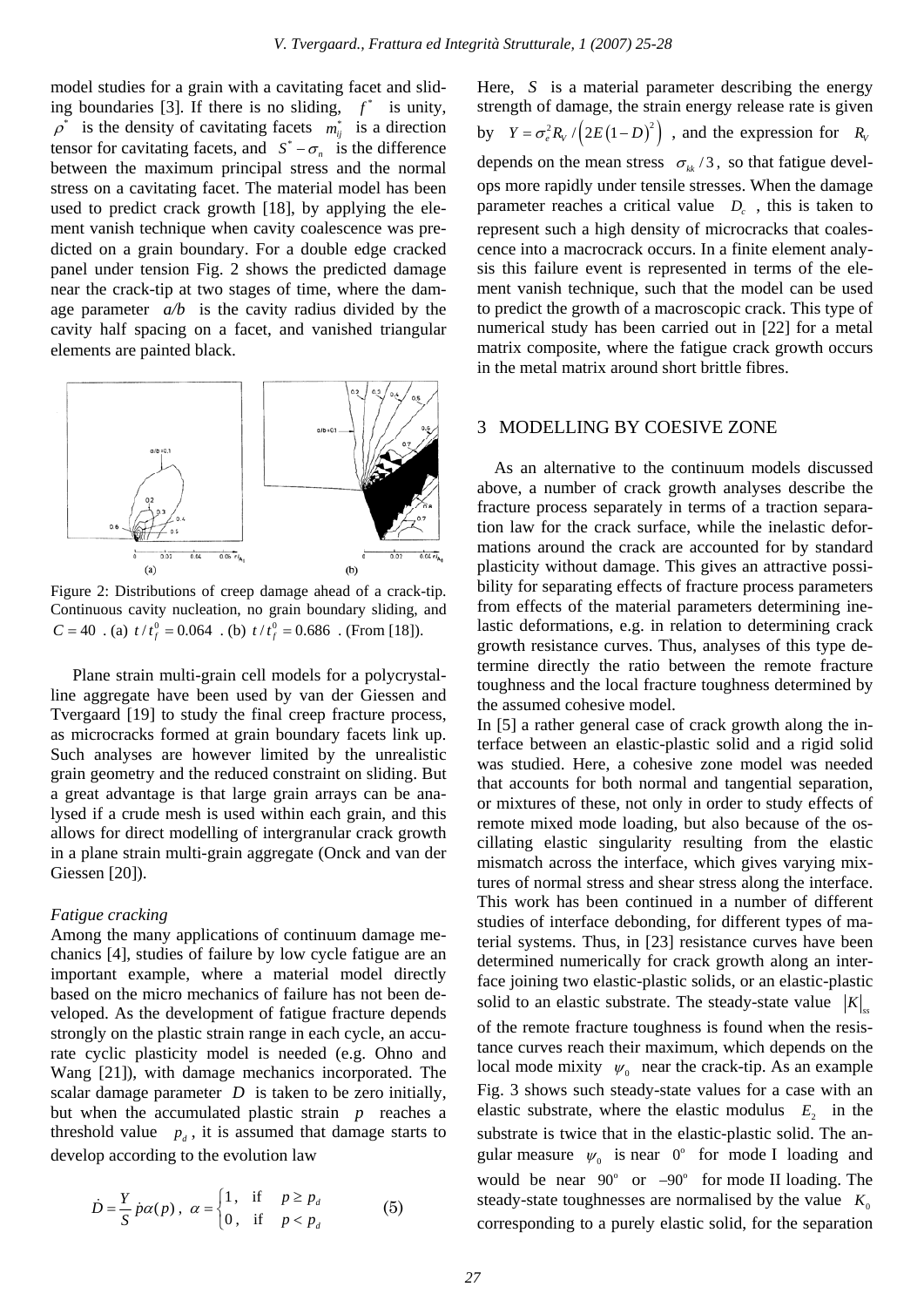model studies for a grain with a cavitating facet and sliding boundaries [3]. If there is no sliding, $f^*$ is unity, $\rho^*$ is the density of cavitating facets $m_{ij}^*$ is a direction tensor for cavitating facets, and $S^* - \sigma_n$ is the difference between the maximum principal stress and the normal stress on a cavitating facet. The material model has been used to predict crack growth [18], by applying the element vanish technique when cavity coalescence was predicted on a grain boundary. For a double edge cracked panel under tension Fig. 2 shows the predicted damage near the crack-tip at two stages of time, where the damage parameter *a/b* is the cavity radius divided by the cavity half spacing on a facet, and vanished triangular elements are painted black.

Figure 2: Distributions of creep damage ahead of a crack-tip. Continuous cavity nucleation, no grain boundary sliding, and $C = 40$ . (a) $t / t_f^0 = 0.064$ . (b) $t / t_f^0 = 0.686$ . (From [18]).

Plane strain multi-grain cell models for a polycrystalline aggregate have been used by van der Giessen and Tvergaard [19] to study the final creep fracture process, as microcracks formed at grain boundary facets link up. Such analyses are however limited by the unrealistic grain geometry and the reduced constraint on sliding. But a great advantage is that large grain arrays can be analysed if a crude mesh is used within each grain, and this allows for direct modelling of intergranular crack growth in a plane strain multi-grain aggregate (Onck and van der Giessen [20]).

### Fatigue cracking

Among the many applications of continuum damage mechanics [4], studies of failure by low cycle fatigue are an important example, where a material model directly based on the micro mechanics of failure has not been developed. As the development of fatigue fracture depends strongly on the plastic strain range in each cycle, an accurate cyclic plasticity model is needed (e.g. Ohno and Wang [21]), with damage mechanics incorporated. The scalar damage parameter $D$ is taken to be zero initially, but when the accumulated plastic strain $p$ reaches a threshold value $p_d$, it is assumed that damage starts to develop according to the evolution law

$$\dot{D} = \frac{Y}{S} \dot{p} \alpha(p) \, , \; \alpha = \begin{cases} 1 \, , & \text{if} \quad p \geq p_d \\ 0 \, , & \text{if} \quad p < p_d \end{cases} \qquad (5)$$

Here, $S$ is a material parameter describing the energy strength of damage, the strain energy release rate is given by $Y = \sigma_e^2 R_V / \left( 2E \left( 1 - D \right)^2 \right)$ , and the expression for $R_V$ depends on the mean stress $\sigma_{kk} / 3$, so that fatigue develops more rapidly under tensile stresses. When the damage parameter reaches a critical value $D_c$ , this is taken to represent such a high density of microcracks that coalescence into a macrocrack occurs. In a finite element analysis this failure event is represented in terms of the element vanish technique, such that the model can be used to predict the growth of a macroscopic crack. This type of numerical study has been carried out in [22] for a metal matrix composite, where the fatigue crack growth occurs in the metal matrix around short brittle fibres.

## 3 MODELLING BY COESIVE ZONE

As an alternative to the continuum models discussed above, a number of crack growth analyses describe the fracture process separately in terms of a traction separation law for the crack surface, while the inelastic deformations around the crack are accounted for by standard plasticity without damage. This gives an attractive possibility for separating effects of fracture process parameters from effects of the material parameters determining inelastic deformations, e.g. in relation to determining crack growth resistance curves. Thus, analyses of this type determine directly the ratio between the remote fracture toughness and the local fracture toughness determined by the assumed cohesive model.

In [5] a rather general case of crack growth along the interface between an elastic-plastic solid and a rigid solid was studied. Here, a cohesive zone model was needed that accounts for both normal and tangential separation, or mixtures of these, not only in order to study effects of remote mixed mode loading, but also because of the oscillating elastic singularity resulting from the elastic mismatch across the interface, which gives varying mixtures of normal stress and shear stress along the interface. This work has been continued in a number of different studies of interface debonding, for different types of material systems. Thus, in [23] resistance curves have been determined numerically for crack growth along an interface joining two elastic-plastic solids, or an elastic-plastic solid to an elastic substrate. The steady-state value $|K|_{ss}$ of the remote fracture toughness is found when the resistance curves reach their maximum, which depends on the local mode mixity $\psi_0$ near the crack-tip. As an example Fig. 3 shows such steady-state values for a case with an elastic substrate, where the elastic modulus $E_2$ in the substrate is twice that in the elastic-plastic solid. The angular measure $\psi_0$ is near $0^{\text{o}}$ for mode I loading and would be near $90^{\text{o}}$ or $-90^{\text{o}}$ for mode II loading. The steady-state toughnesses are normalised by the value $K_0$ corresponding to a purely elastic solid, for the separation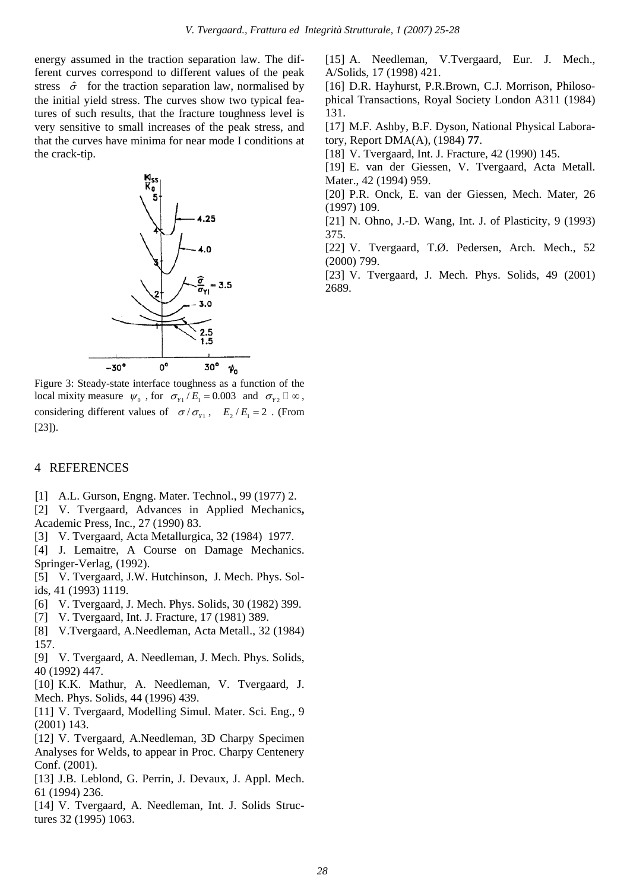energy assumed in the traction separation law. The different curves correspond to different values of the peak stress $\hat{\sigma}$ for the traction separation law, normalised by the initial yield stress. The curves show two typical features of such results, that the fracture toughness level is very sensitive to small increases of the peak stress, and that the curves have minima for near mode I conditions at the crack-tip.

$K_{ss}/K_0$

5

4

3

2

1

4.25

4.0

$\hat{\sigma}/\sigma_{Y1} = 3.5$

3.0

2.5

1.5

$-30°$

$0°$

$30°$

$\psi_0$

Figure 3: Steady-state interface toughness as a function of the local mixity measure $\psi_0$, for $\sigma_{Y1}/E_1 = 0.003$ and $\sigma_{Y2} \to \infty$, considering different values of $\sigma/\sigma_{Y1}$, $E_2/E_1 = 2$. (From [23]).

## 4 REFERENCES

[1] A.L. Gurson, Engng. Mater. Technol., 99 (1977) 2.

[2] V. Tvergaard, Advances in Applied Mechanics**,** Academic Press, Inc., 27 (1990) 83.

[3] V. Tvergaard, Acta Metallurgica, 32 (1984) 1977.

[4] J. Lemaitre, A Course on Damage Mechanics. Springer-Verlag, (1992).

[5] V. Tvergaard, J.W. Hutchinson, J. Mech. Phys. Solids, 41 (1993) 1119.

[6] V. Tvergaard, J. Mech. Phys. Solids, 30 (1982) 399.

[7] V. Tvergaard, Int. J. Fracture, 17 (1981) 389.

[8] V.Tvergaard, A.Needleman, Acta Metall., 32 (1984) 157.

[9] V. Tvergaard, A. Needleman, J. Mech. Phys. Solids, 40 (1992) 447.

[10] K.K. Mathur, A. Needleman, V. Tvergaard, J. Mech. Phys. Solids, 44 (1996) 439.

[11] V. Tvergaard, Modelling Simul. Mater. Sci. Eng., 9 (2001) 143.

[12] V. Tvergaard, A.Needleman, 3D Charpy Specimen Analyses for Welds, to appear in Proc. Charpy Centenery Conf. (2001).

[13] J.B. Leblond, G. Perrin, J. Devaux, J. Appl. Mech. 61 (1994) 236.

[14] V. Tvergaard, A. Needleman, Int. J. Solids Structures 32 (1995) 1063.

[15] A. Needleman, V.Tvergaard, Eur. J. Mech., A/Solids, 17 (1998) 421.

[16] D.R. Hayhurst, P.R.Brown, C.J. Morrison, Philosophical Transactions, Royal Society London A311 (1984) 131.

[17] M.F. Ashby, B.F. Dyson, National Physical Laboratory, Report DMA(A), (1984) **77**.

[18] V. Tvergaard, Int. J. Fracture, 42 (1990) 145.

[19] E. van der Giessen, V. Tvergaard, Acta Metall. Mater., 42 (1994) 959.

[20] P.R. Onck, E. van der Giessen, Mech. Mater, 26 (1997) 109.

[21] N. Ohno, J.-D. Wang, Int. J. of Plasticity, 9 (1993) 375.

[22] V. Tvergaard, T.Ø. Pedersen, Arch. Mech., 52 (2000) 799.

[23] V. Tvergaard, J. Mech. Phys. Solids, 49 (2001) 2689.